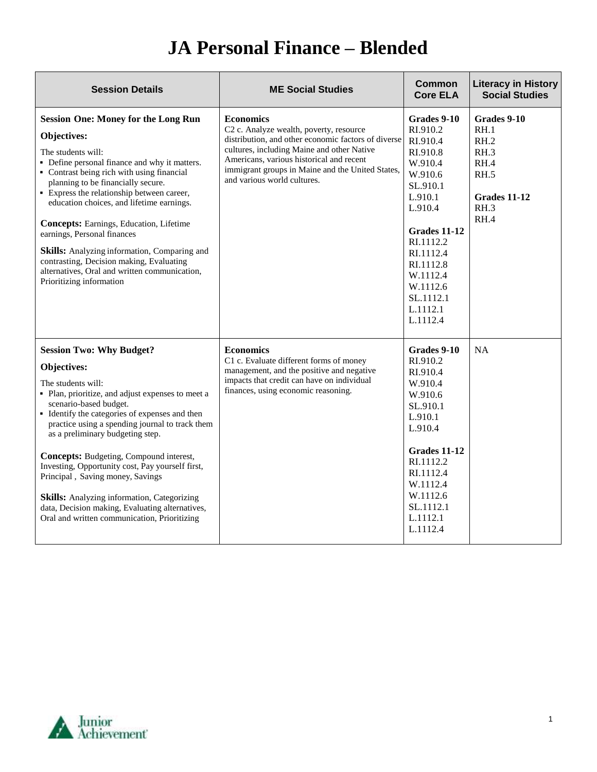# JA Personal Finance – Blended

| Session Details | ME Social Studies | Common Core ELA | Literacy in History Social Studies |
|---|---|---|---|
| **Session One: Money for the Long Run**<br><br>**Objectives:**<br><br>The students will:<br>▪ Define personal finance and why it matters.<br>▪ Contrast being rich with using financial planning to be financially secure.<br>▪ Express the relationship between career, education choices, and lifetime earnings.<br><br>**Concepts:** Earnings, Education, Lifetime earnings, Personal finances<br><br>**Skills:** Analyzing information, Comparing and contrasting, Decision making, Evaluating alternatives, Oral and written communication, Prioritizing information | **Economics**<br>C2 c. Analyze wealth, poverty, resource distribution, and other economic factors of diverse cultures, including Maine and other Native Americans, various historical and recent immigrant groups in Maine and the United States, and various world cultures. | **Grades 9-10**<br>RI.910.2<br>RI.910.4<br>RI.910.8<br>W.910.4<br>W.910.6<br>SL.910.1<br>L.910.1<br>L.910.4<br><br>**Grades 11-12**<br>RI.1112.2<br>RI.1112.4<br>RI.1112.8<br>W.1112.4<br>W.1112.6<br>SL.1112.1<br>L.1112.1<br>L.1112.4 | **Grades 9-10**<br>RH.1<br>RH.2<br>RH.3<br>RH.4<br>RH.5<br><br>**Grades 11-12**<br>RH.3<br>RH.4 |
| **Session Two: Why Budget?**<br><br>**Objectives:**<br><br>The students will:<br>▪ Plan, prioritize, and adjust expenses to meet a scenario-based budget.<br>▪ Identify the categories of expenses and then practice using a spending journal to track them as a preliminary budgeting step.<br><br>**Concepts:** Budgeting, Compound interest, Investing, Opportunity cost, Pay yourself first, Principal , Saving money, Savings<br><br>**Skills:** Analyzing information, Categorizing data, Decision making, Evaluating alternatives, Oral and written communication, Prioritizing | **Economics**<br>C1 c. Evaluate different forms of money management, and the positive and negative impacts that credit can have on individual finances, using economic reasoning. | **Grades 9-10**<br>RI.910.2<br>RI.910.4<br>W.910.4<br>W.910.6<br>SL.910.1<br>L.910.1<br>L.910.4<br><br>**Grades 11-12**<br>RI.1112.2<br>RI.1112.4<br>W.1112.4<br>W.1112.6<br>SL.1112.1<br>L.1112.1<br>L.1112.4 | NA |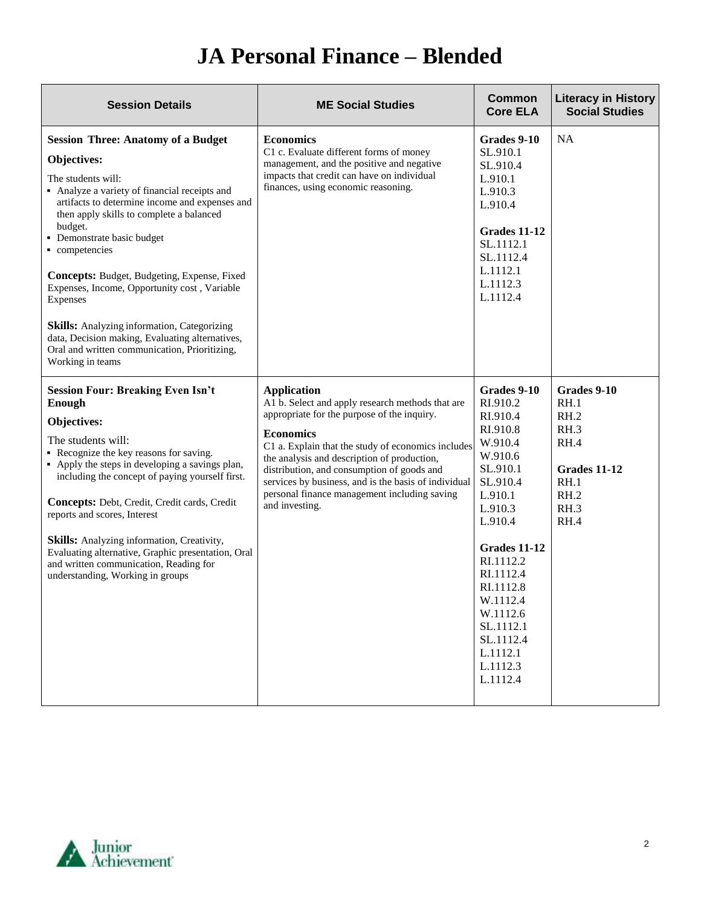# JA Personal Finance – Blended

| Session Details | ME Social Studies | Common Core ELA | Literacy in History Social Studies |
|---|---|---|---|
| **Session Three: Anatomy of a Budget**<br>**Objectives:**<br>The students will:<br>▪ Analyze a variety of financial receipts and artifacts to determine income and expenses and then apply skills to complete a balanced budget.<br>▪ Demonstrate basic budget<br>▪ competencies<br><br>**Concepts:** Budget, Budgeting, Expense, Fixed Expenses, Income, Opportunity cost , Variable Expenses<br><br>**Skills:** Analyzing information, Categorizing data, Decision making, Evaluating alternatives, Oral and written communication, Prioritizing, Working in teams | **Economics**<br>C1 c. Evaluate different forms of money management, and the positive and negative impacts that credit can have on individual finances, using economic reasoning. | **Grades 9-10**<br>SL.910.1<br>SL.910.4<br>L.910.1<br>L.910.3<br>L.910.4<br><br>**Grades 11-12**<br>SL.1112.1<br>SL.1112.4<br>L.1112.1<br>L.1112.3<br>L.1112.4 | NA |
| **Session Four: Breaking Even Isn't Enough**<br>**Objectives:**<br>The students will:<br>▪ Recognize the key reasons for saving.<br>▪ Apply the steps in developing a savings plan, including the concept of paying yourself first.<br><br>**Concepts:** Debt, Credit, Credit cards, Credit reports and scores, Interest<br><br>**Skills:** Analyzing information, Creativity, Evaluating alternative, Graphic presentation, Oral and written communication, Reading for understanding, Working in groups | **Application**<br>A1 b. Select and apply research methods that are appropriate for the purpose of the inquiry.<br><br>**Economics**<br>C1 a. Explain that the study of economics includes the analysis and description of production, distribution, and consumption of goods and services by business, and is the basis of individual personal finance management including saving and investing. | **Grades 9-10**<br>RI.910.2<br>RI.910.4<br>RI.910.8<br>W.910.4<br>W.910.6<br>SL.910.1<br>SL.910.4<br>L.910.1<br>L.910.3<br>L.910.4<br><br>**Grades 11-12**<br>RI.1112.2<br>RI.1112.4<br>RI.1112.8<br>W.1112.4<br>W.1112.6<br>SL.1112.1<br>SL.1112.4<br>L.1112.1<br>L.1112.3<br>L.1112.4 | **Grades 9-10**<br>RH.1<br>RH.2<br>RH.3<br>RH.4<br><br>**Grades 11-12**<br>RH.1<br>RH.2<br>RH.3<br>RH.4 |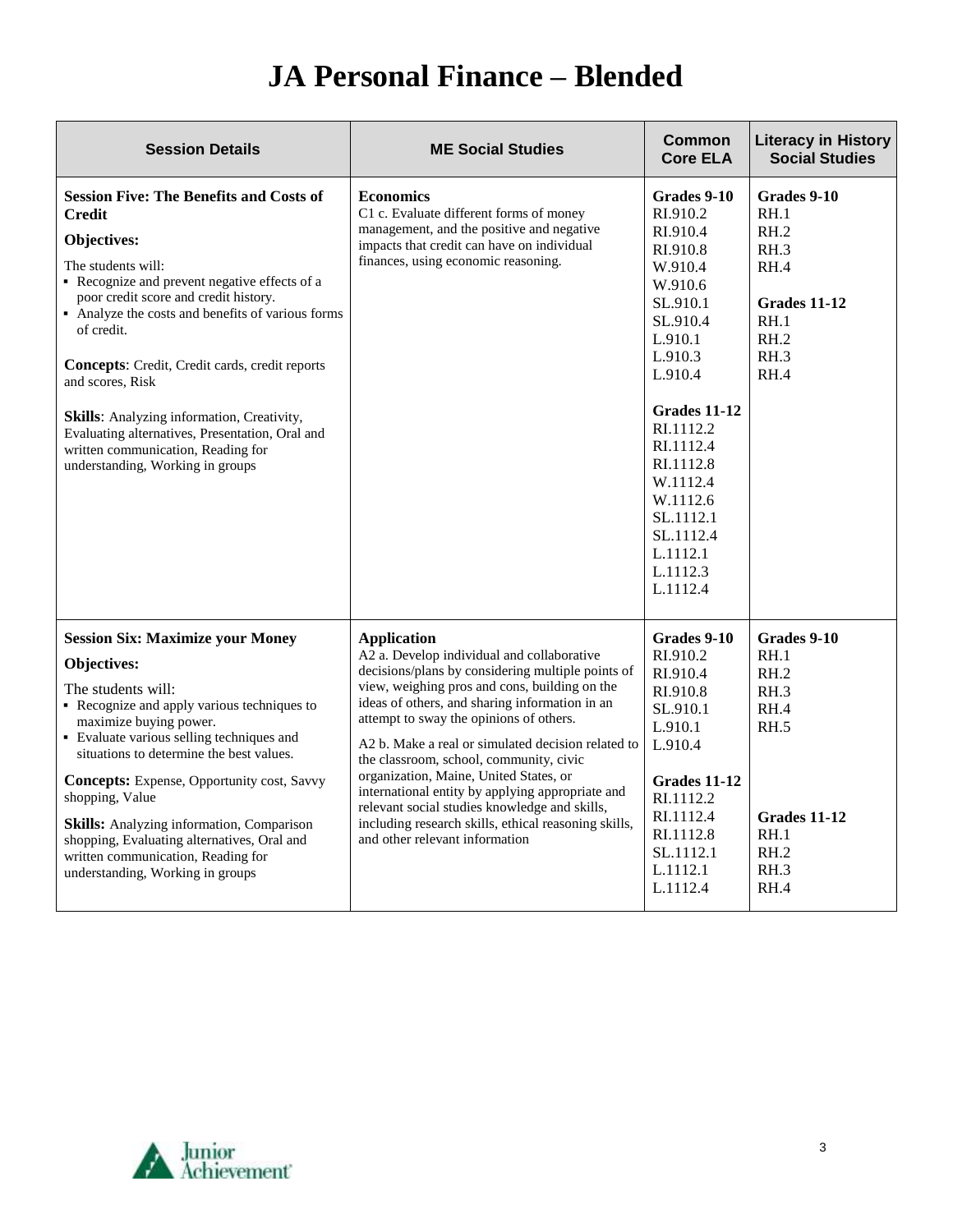# JA Personal Finance – Blended

| Session Details | ME Social Studies | Common Core ELA | Literacy in History Social Studies |
|---|---|---|---|
| **Session Five: The Benefits and Costs of Credit**<br><br>**Objectives:**<br><br>The students will:<br>▪ Recognize and prevent negative effects of a poor credit score and credit history.<br>▪ Analyze the costs and benefits of various forms of credit.<br><br>**Concepts**: Credit, Credit cards, credit reports and scores, Risk<br><br>**Skills**: Analyzing information, Creativity, Evaluating alternatives, Presentation, Oral and written communication, Reading for understanding, Working in groups | **Economics**<br>C1 c. Evaluate different forms of money management, and the positive and negative impacts that credit can have on individual finances, using economic reasoning. | **Grades 9-10**<br>RI.910.2<br>RI.910.4<br>RI.910.8<br>W.910.4<br>W.910.6<br>SL.910.1<br>SL.910.4<br>L.910.1<br>L.910.3<br>L.910.4<br><br>**Grades 11-12**<br>RI.1112.2<br>RI.1112.4<br>RI.1112.8<br>W.1112.4<br>W.1112.6<br>SL.1112.1<br>SL.1112.4<br>L.1112.1<br>L.1112.3<br>L.1112.4 | **Grades 9-10**<br>RH.1<br>RH.2<br>RH.3<br>RH.4<br><br>**Grades 11-12**<br>RH.1<br>RH.2<br>RH.3<br>RH.4 |
| **Session Six: Maximize your Money**<br><br>**Objectives:**<br><br>The students will:<br>▪ Recognize and apply various techniques to maximize buying power.<br>▪ Evaluate various selling techniques and situations to determine the best values.<br><br>**Concepts:** Expense, Opportunity cost, Savvy shopping, Value<br><br>**Skills:** Analyzing information, Comparison shopping, Evaluating alternatives, Oral and written communication, Reading for understanding, Working in groups | **Application**<br>A2 a. Develop individual and collaborative decisions/plans by considering multiple points of view, weighing pros and cons, building on the ideas of others, and sharing information in an attempt to sway the opinions of others.<br><br>A2 b. Make a real or simulated decision related to the classroom, school, community, civic organization, Maine, United States, or international entity by applying appropriate and relevant social studies knowledge and skills, including research skills, ethical reasoning skills, and other relevant information | **Grades 9-10**<br>RI.910.2<br>RI.910.4<br>RI.910.8<br>SL.910.1<br>L.910.1<br>L.910.4<br><br>**Grades 11-12**<br>RI.1112.2<br>RI.1112.4<br>RI.1112.8<br>SL.1112.1<br>L.1112.1<br>L.1112.4 | **Grades 9-10**<br>RH.1<br>RH.2<br>RH.3<br>RH.4<br>RH.5<br><br>**Grades 11-12**<br>RH.1<br>RH.2<br>RH.3<br>RH.4 |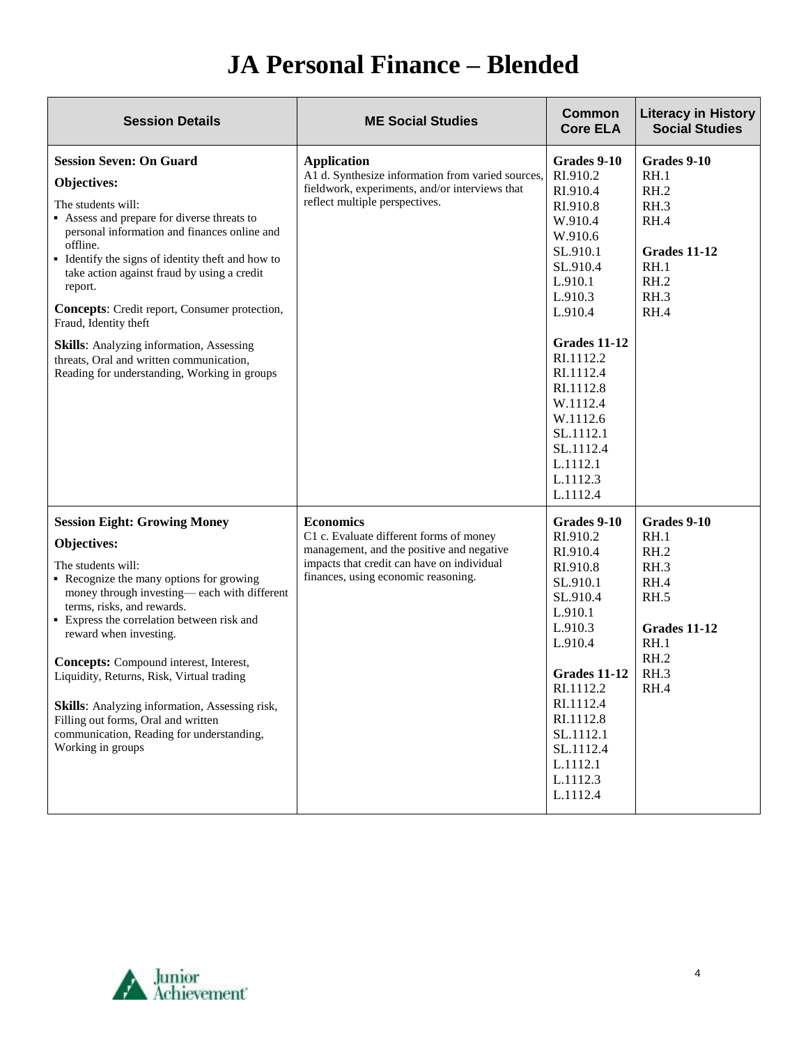# JA Personal Finance – Blended

| Session Details | ME Social Studies | Common Core ELA | Literacy in History Social Studies |
|---|---|---|---|
| **Session Seven: On Guard**<br><br>**Objectives:**<br><br>The students will:<br>▪ Assess and prepare for diverse threats to personal information and finances online and offline.<br>▪ Identify the signs of identity theft and how to take action against fraud by using a credit report.<br><br>**Concepts**: Credit report, Consumer protection, Fraud, Identity theft<br><br>**Skills**: Analyzing information, Assessing threats, Oral and written communication, Reading for understanding, Working in groups | **Application**<br>A1 d. Synthesize information from varied sources, fieldwork, experiments, and/or interviews that reflect multiple perspectives. | **Grades 9-10**<br>RI.910.2<br>RI.910.4<br>RI.910.8<br>W.910.4<br>W.910.6<br>SL.910.1<br>SL.910.4<br>L.910.1<br>L.910.3<br>L.910.4<br><br>**Grades 11-12**<br>RI.1112.2<br>RI.1112.4<br>RI.1112.8<br>W.1112.4<br>W.1112.6<br>SL.1112.1<br>SL.1112.4<br>L.1112.1<br>L.1112.3<br>L.1112.4 | **Grades 9-10**<br>RH.1<br>RH.2<br>RH.3<br>RH.4<br><br>**Grades 11-12**<br>RH.1<br>RH.2<br>RH.3<br>RH.4 |
| **Session Eight: Growing Money**<br><br>**Objectives:**<br><br>The students will:<br>▪ Recognize the many options for growing money through investing— each with different terms, risks, and rewards.<br>▪ Express the correlation between risk and reward when investing.<br><br>**Concepts:** Compound interest, Interest, Liquidity, Returns, Risk, Virtual trading<br><br>**Skills**: Analyzing information, Assessing risk, Filling out forms, Oral and written communication, Reading for understanding, Working in groups | **Economics**<br>C1 c. Evaluate different forms of money management, and the positive and negative impacts that credit can have on individual finances, using economic reasoning. | **Grades 9-10**<br>RI.910.2<br>RI.910.4<br>RI.910.8<br>SL.910.1<br>SL.910.4<br>L.910.1<br>L.910.3<br>L.910.4<br><br>**Grades 11-12**<br>RI.1112.2<br>RI.1112.4<br>RI.1112.8<br>SL.1112.1<br>SL.1112.4<br>L.1112.1<br>L.1112.3<br>L.1112.4 | **Grades 9-10**<br>RH.1<br>RH.2<br>RH.3<br>RH.4<br>RH.5<br><br>**Grades 11-12**<br>RH.1<br>RH.2<br>RH.3<br>RH.4 |